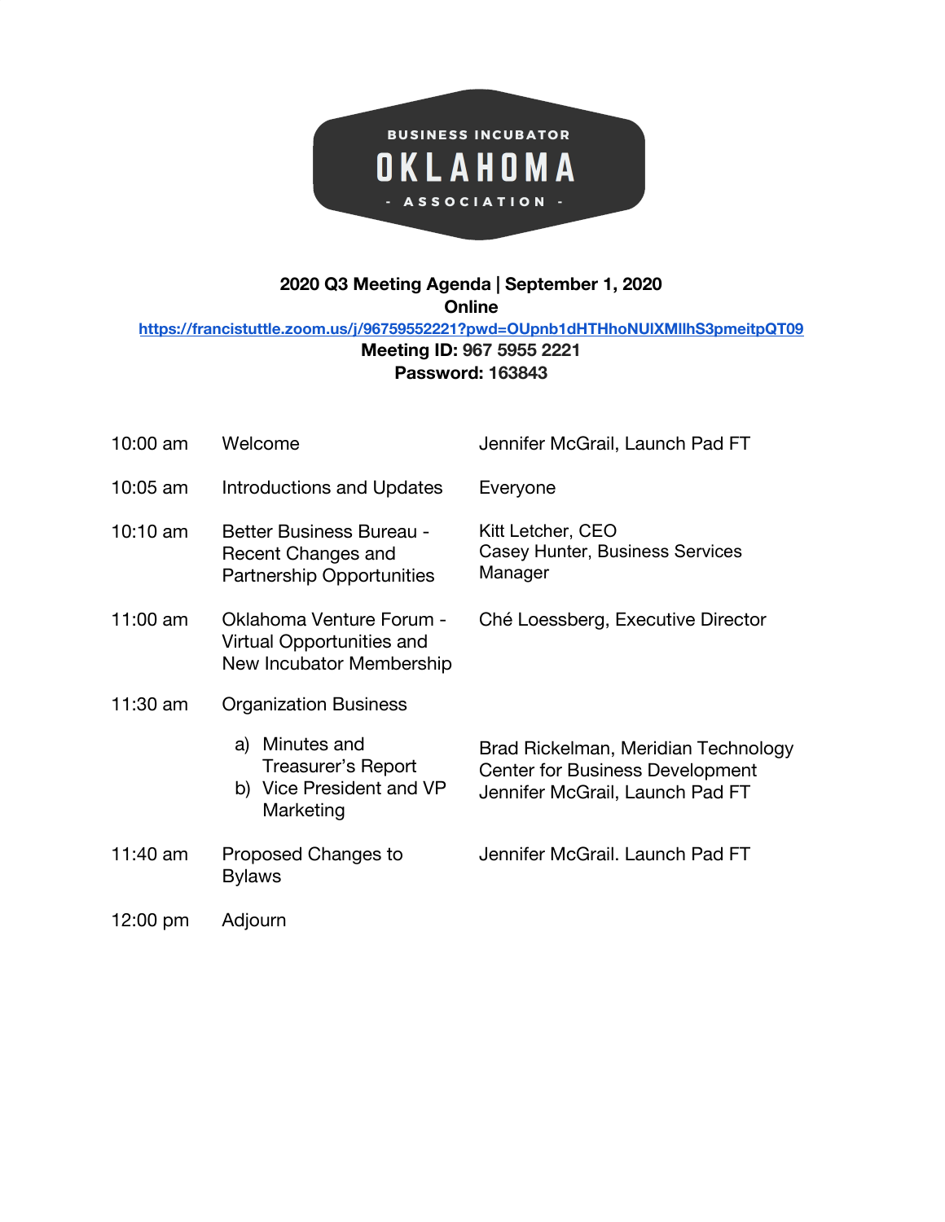BUSINESS INCUBATOR

# OKLAHOMA

- ASSOCIATION -

**2020 Q3 Meeting Agenda | September 1, 2020**
**Online**
https://francistuttle.zoom.us/j/96759552221?pwd=OUpnb1dHTHhoNUlXMllhS3pmeitpQT09
**Meeting ID: 967 5955 2221**
**Password: 163843**

| Time | Item | Presenter |
|---|---|---|
| 10:00 am | Welcome | Jennifer McGrail, Launch Pad FT |
| 10:05 am | Introductions and Updates | Everyone |
| 10:10 am | Better Business Bureau - Recent Changes and Partnership Opportunities | Kitt Letcher, CEO<br>Casey Hunter, Business Services Manager |
| 11:00 am | Oklahoma Venture Forum - Virtual Opportunities and New Incubator Membership | Ché Loessberg, Executive Director |
| 11:30 am | Organization Business | |
| | a) Minutes and Treasurer's Report<br>b) Vice President and VP Marketing | Brad Rickelman, Meridian Technology Center for Business Development<br>Jennifer McGrail, Launch Pad FT |
| 11:40 am | Proposed Changes to Bylaws | Jennifer McGrail. Launch Pad FT |
| 12:00 pm | Adjourn | |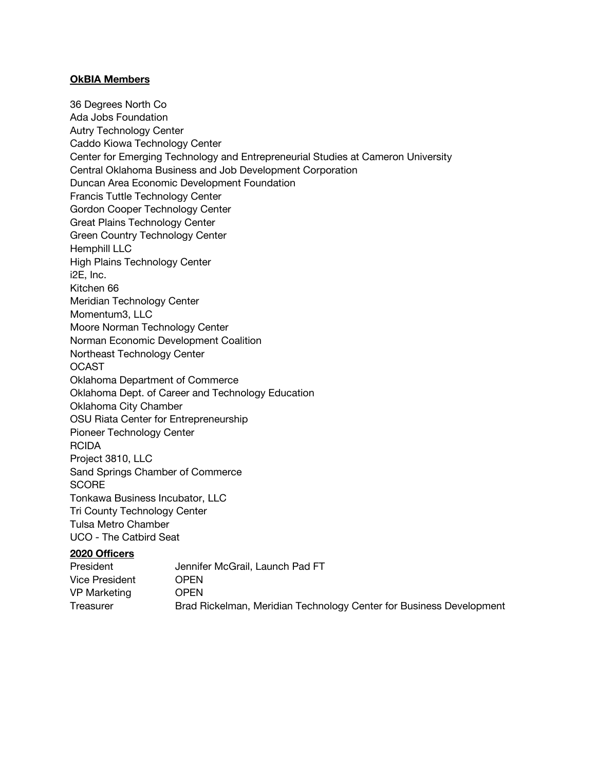**OkBIA Members**

36 Degrees North Co
Ada Jobs Foundation
Autry Technology Center
Caddo Kiowa Technology Center
Center for Emerging Technology and Entrepreneurial Studies at Cameron University
Central Oklahoma Business and Job Development Corporation
Duncan Area Economic Development Foundation
Francis Tuttle Technology Center
Gordon Cooper Technology Center
Great Plains Technology Center
Green Country Technology Center
Hemphill LLC
High Plains Technology Center
i2E, Inc.
Kitchen 66
Meridian Technology Center
Momentum3, LLC
Moore Norman Technology Center
Norman Economic Development Coalition
Northeast Technology Center
OCAST
Oklahoma Department of Commerce
Oklahoma Dept. of Career and Technology Education
Oklahoma City Chamber
OSU Riata Center for Entrepreneurship
Pioneer Technology Center
RCIDA
Project 3810, LLC
Sand Springs Chamber of Commerce
SCORE
Tonkawa Business Incubator, LLC
Tri County Technology Center
Tulsa Metro Chamber
UCO - The Catbird Seat

**2020 Officers**

| | |
|---|---|
| President | Jennifer McGrail, Launch Pad FT |
| Vice President | OPEN |
| VP Marketing | OPEN |
| Treasurer | Brad Rickelman, Meridian Technology Center for Business Development |